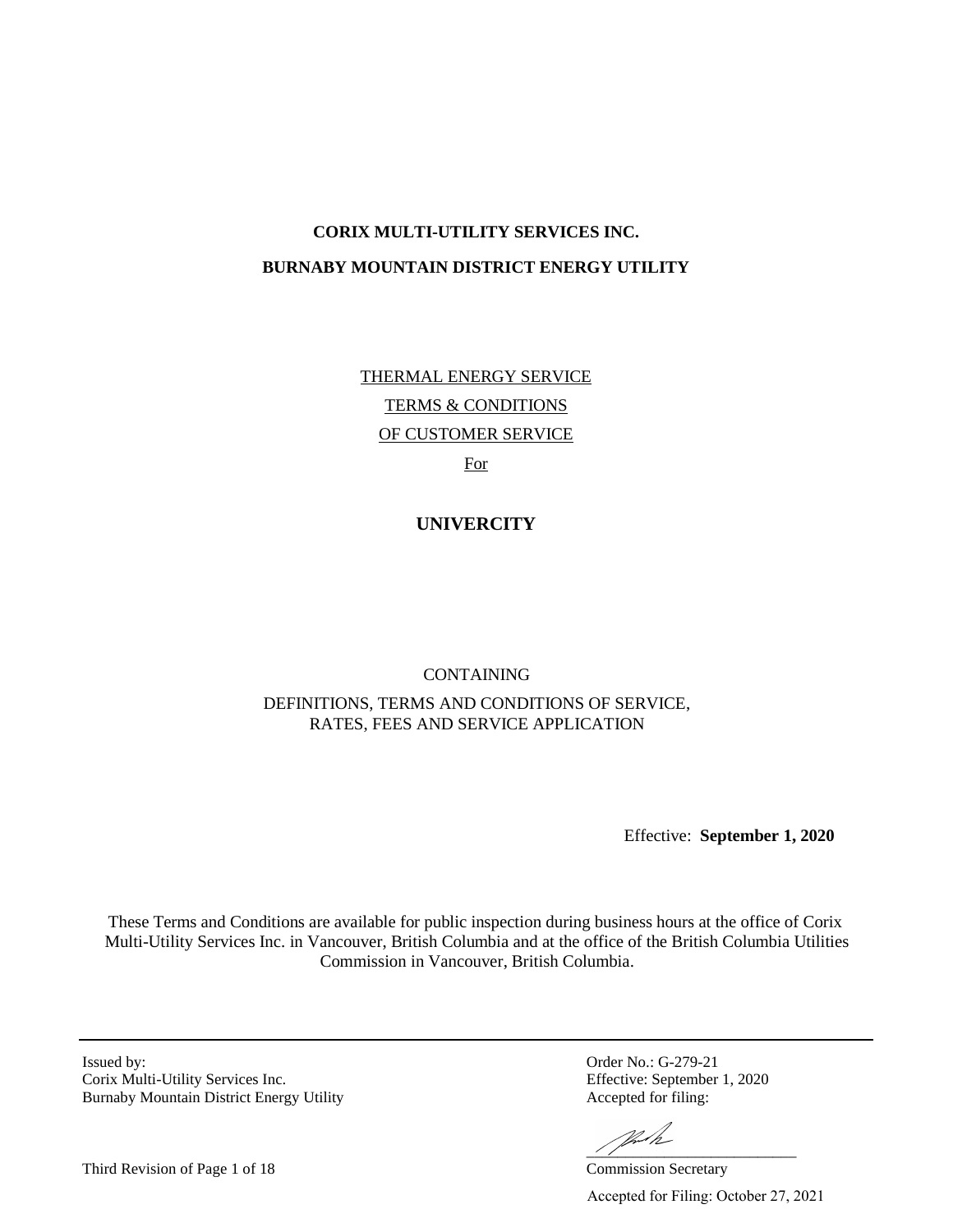**CORIX MULTI-UTILITY SERVICES INC.**

**BURNABY MOUNTAIN DISTRICT ENERGY UTILITY**

THERMAL ENERGY SERVICE

TERMS & CONDITIONS

OF CUSTOMER SERVICE

For

**UNIVERCITY**

CONTAINING

DEFINITIONS, TERMS AND CONDITIONS OF SERVICE,
RATES, FEES AND SERVICE APPLICATION

Effective: **September 1, 2020**

These Terms and Conditions are available for public inspection during business hours at the office of Corix Multi-Utility Services Inc. in Vancouver, British Columbia and at the office of the British Columbia Utilities Commission in Vancouver, British Columbia.

Issued by:
Corix Multi-Utility Services Inc.
Burnaby Mountain District Energy Utility

Order No.: G-279-21
Effective: September 1, 2020
Accepted for filing:

Commission Secretary

Accepted for Filing: October 27, 2021

Third Revision of Page 1 of 18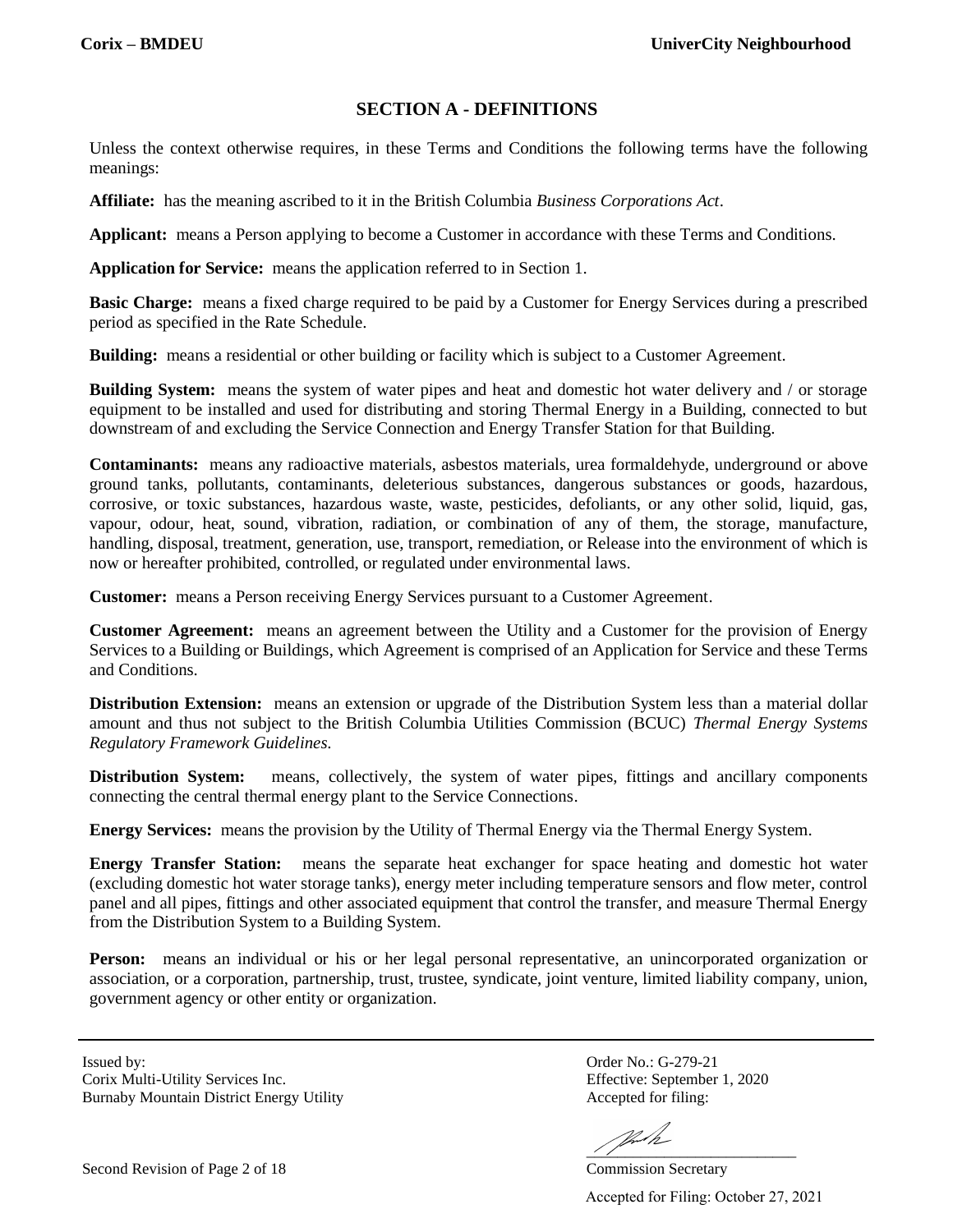## SECTION A - DEFINITIONS

Unless the context otherwise requires, in these Terms and Conditions the following terms have the following meanings:

**Affiliate:** has the meaning ascribed to it in the British Columbia *Business Corporations Act*.

**Applicant:** means a Person applying to become a Customer in accordance with these Terms and Conditions.

**Application for Service:** means the application referred to in Section 1.

**Basic Charge:** means a fixed charge required to be paid by a Customer for Energy Services during a prescribed period as specified in the Rate Schedule.

**Building:** means a residential or other building or facility which is subject to a Customer Agreement.

**Building System:** means the system of water pipes and heat and domestic hot water delivery and / or storage equipment to be installed and used for distributing and storing Thermal Energy in a Building, connected to but downstream of and excluding the Service Connection and Energy Transfer Station for that Building.

**Contaminants:** means any radioactive materials, asbestos materials, urea formaldehyde, underground or above ground tanks, pollutants, contaminants, deleterious substances, dangerous substances or goods, hazardous, corrosive, or toxic substances, hazardous waste, waste, pesticides, defoliants, or any other solid, liquid, gas, vapour, odour, heat, sound, vibration, radiation, or combination of any of them, the storage, manufacture, handling, disposal, treatment, generation, use, transport, remediation, or Release into the environment of which is now or hereafter prohibited, controlled, or regulated under environmental laws.

**Customer:** means a Person receiving Energy Services pursuant to a Customer Agreement.

**Customer Agreement:** means an agreement between the Utility and a Customer for the provision of Energy Services to a Building or Buildings, which Agreement is comprised of an Application for Service and these Terms and Conditions.

**Distribution Extension:** means an extension or upgrade of the Distribution System less than a material dollar amount and thus not subject to the British Columbia Utilities Commission (BCUC) *Thermal Energy Systems Regulatory Framework Guidelines*.

**Distribution System:** means, collectively, the system of water pipes, fittings and ancillary components connecting the central thermal energy plant to the Service Connections.

**Energy Services:** means the provision by the Utility of Thermal Energy via the Thermal Energy System.

**Energy Transfer Station:** means the separate heat exchanger for space heating and domestic hot water (excluding domestic hot water storage tanks), energy meter including temperature sensors and flow meter, control panel and all pipes, fittings and other associated equipment that control the transfer, and measure Thermal Energy from the Distribution System to a Building System.

**Person:** means an individual or his or her legal personal representative, an unincorporated organization or association, or a corporation, partnership, trust, trustee, syndicate, joint venture, limited liability company, union, government agency or other entity or organization.

Issued by:
Corix Multi-Utility Services Inc.
Burnaby Mountain District Energy Utility

Order No.: G-279-21
Effective: September 1, 2020
Accepted for filing:

Commission Secretary

Accepted for Filing: October 27, 2021

Second Revision of Page 2 of 18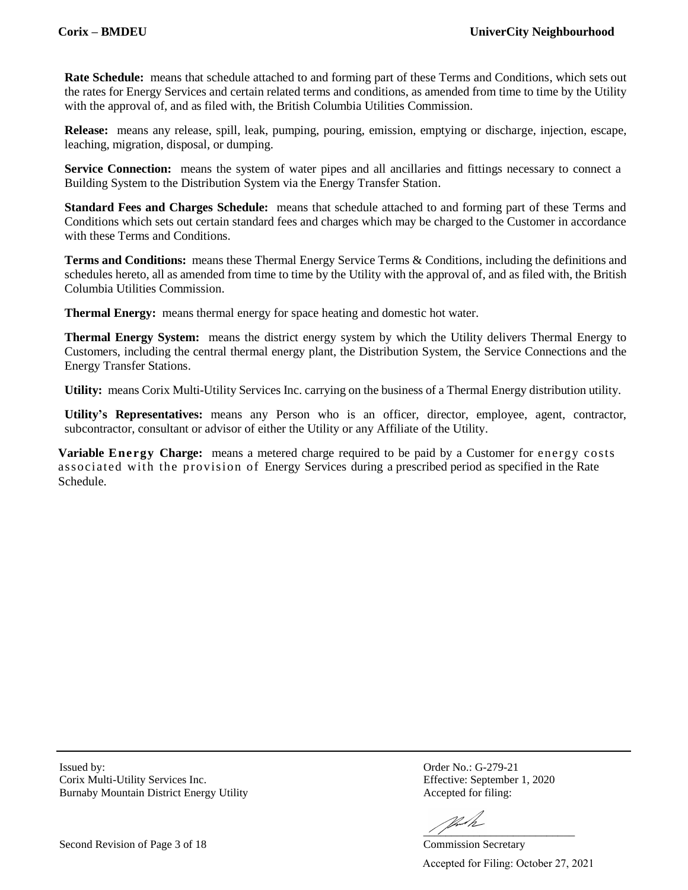**Rate Schedule:** means that schedule attached to and forming part of these Terms and Conditions, which sets out the rates for Energy Services and certain related terms and conditions, as amended from time to time by the Utility with the approval of, and as filed with, the British Columbia Utilities Commission.

**Release:** means any release, spill, leak, pumping, pouring, emission, emptying or discharge, injection, escape, leaching, migration, disposal, or dumping.

**Service Connection:** means the system of water pipes and all ancillaries and fittings necessary to connect a Building System to the Distribution System via the Energy Transfer Station.

**Standard Fees and Charges Schedule:** means that schedule attached to and forming part of these Terms and Conditions which sets out certain standard fees and charges which may be charged to the Customer in accordance with these Terms and Conditions.

**Terms and Conditions:** means these Thermal Energy Service Terms & Conditions, including the definitions and schedules hereto, all as amended from time to time by the Utility with the approval of, and as filed with, the British Columbia Utilities Commission.

**Thermal Energy:** means thermal energy for space heating and domestic hot water.

**Thermal Energy System:** means the district energy system by which the Utility delivers Thermal Energy to Customers, including the central thermal energy plant, the Distribution System, the Service Connections and the Energy Transfer Stations.

**Utility:** means Corix Multi-Utility Services Inc. carrying on the business of a Thermal Energy distribution utility.

**Utility's Representatives:** means any Person who is an officer, director, employee, agent, contractor, subcontractor, consultant or advisor of either the Utility or any Affiliate of the Utility.

**Variable Energy Charge:** means a metered charge required to be paid by a Customer for energy costs associated with the provision of Energy Services during a prescribed period as specified in the Rate Schedule.

Issued by:
Corix Multi-Utility Services Inc.
Burnaby Mountain District Energy Utility

Order No.: G-279-21
Effective: September 1, 2020
Accepted for filing:

Commission Secretary

Accepted for Filing: October 27, 2021

Second Revision of Page 3 of 18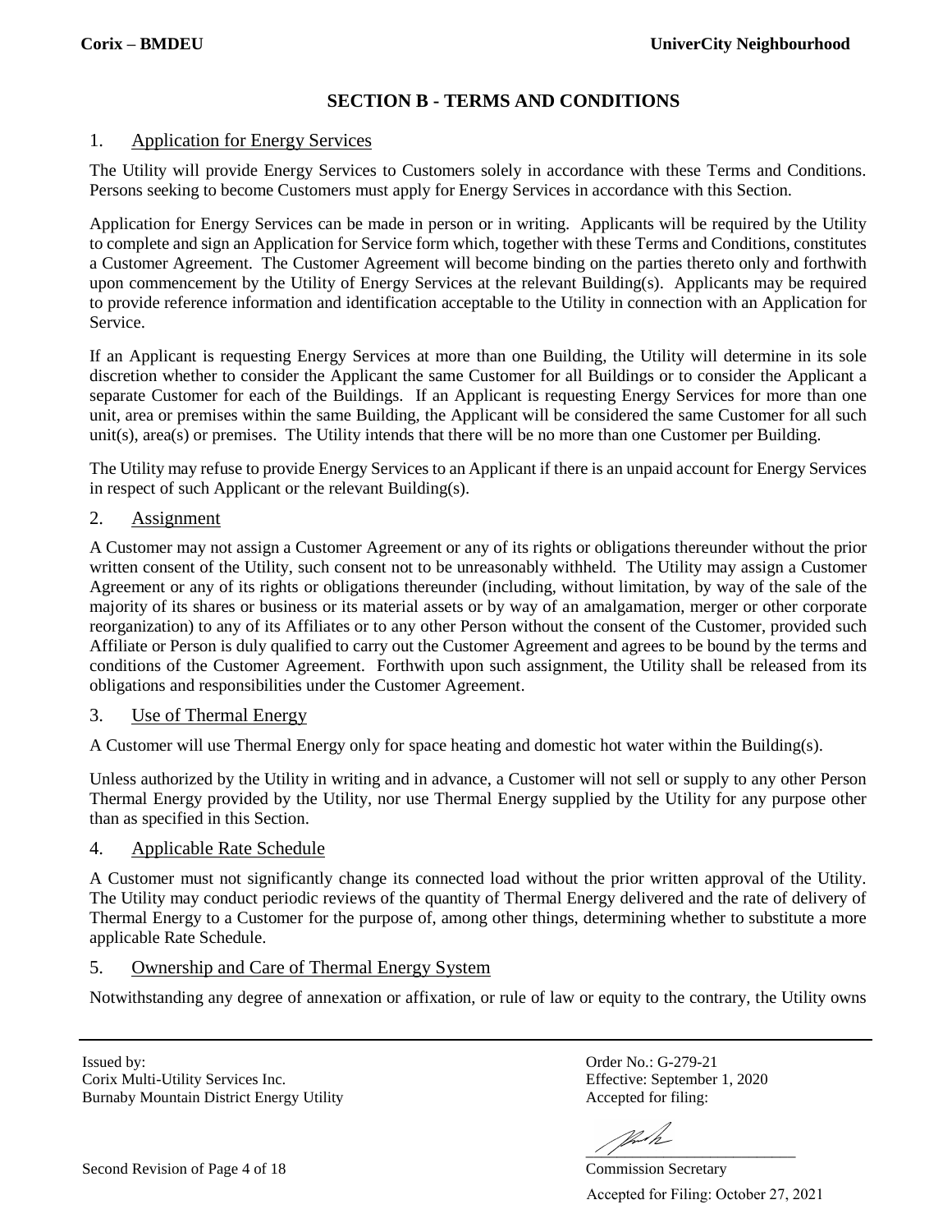## SECTION B - TERMS AND CONDITIONS

### 1. Application for Energy Services

The Utility will provide Energy Services to Customers solely in accordance with these Terms and Conditions. Persons seeking to become Customers must apply for Energy Services in accordance with this Section.

Application for Energy Services can be made in person or in writing. Applicants will be required by the Utility to complete and sign an Application for Service form which, together with these Terms and Conditions, constitutes a Customer Agreement. The Customer Agreement will become binding on the parties thereto only and forthwith upon commencement by the Utility of Energy Services at the relevant Building(s). Applicants may be required to provide reference information and identification acceptable to the Utility in connection with an Application for Service.

If an Applicant is requesting Energy Services at more than one Building, the Utility will determine in its sole discretion whether to consider the Applicant the same Customer for all Buildings or to consider the Applicant a separate Customer for each of the Buildings. If an Applicant is requesting Energy Services for more than one unit, area or premises within the same Building, the Applicant will be considered the same Customer for all such unit(s), area(s) or premises. The Utility intends that there will be no more than one Customer per Building.

The Utility may refuse to provide Energy Services to an Applicant if there is an unpaid account for Energy Services in respect of such Applicant or the relevant Building(s).

### 2. Assignment

A Customer may not assign a Customer Agreement or any of its rights or obligations thereunder without the prior written consent of the Utility, such consent not to be unreasonably withheld. The Utility may assign a Customer Agreement or any of its rights or obligations thereunder (including, without limitation, by way of the sale of the majority of its shares or business or its material assets or by way of an amalgamation, merger or other corporate reorganization) to any of its Affiliates or to any other Person without the consent of the Customer, provided such Affiliate or Person is duly qualified to carry out the Customer Agreement and agrees to be bound by the terms and conditions of the Customer Agreement. Forthwith upon such assignment, the Utility shall be released from its obligations and responsibilities under the Customer Agreement.

### 3. Use of Thermal Energy

A Customer will use Thermal Energy only for space heating and domestic hot water within the Building(s).

Unless authorized by the Utility in writing and in advance, a Customer will not sell or supply to any other Person Thermal Energy provided by the Utility, nor use Thermal Energy supplied by the Utility for any purpose other than as specified in this Section.

### 4. Applicable Rate Schedule

A Customer must not significantly change its connected load without the prior written approval of the Utility. The Utility may conduct periodic reviews of the quantity of Thermal Energy delivered and the rate of delivery of Thermal Energy to a Customer for the purpose of, among other things, determining whether to substitute a more applicable Rate Schedule.

### 5. Ownership and Care of Thermal Energy System

Notwithstanding any degree of annexation or affixation, or rule of law or equity to the contrary, the Utility owns

Issued by:
Corix Multi-Utility Services Inc.
Burnaby Mountain District Energy Utility

Order No.: G-279-21
Effective: September 1, 2020
Accepted for filing:

Commission Secretary
Accepted for Filing: October 27, 2021

Second Revision of Page 4 of 18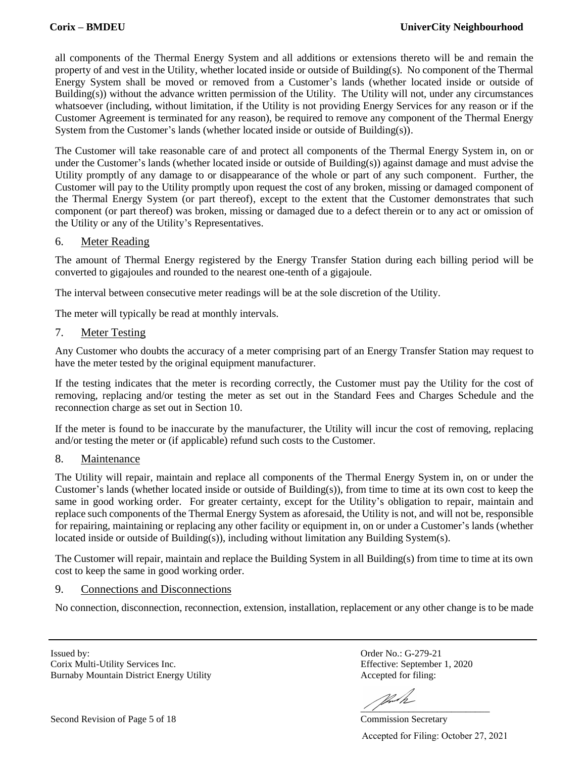all components of the Thermal Energy System and all additions or extensions thereto will be and remain the property of and vest in the Utility, whether located inside or outside of Building(s). No component of the Thermal Energy System shall be moved or removed from a Customer's lands (whether located inside or outside of Building(s)) without the advance written permission of the Utility. The Utility will not, under any circumstances whatsoever (including, without limitation, if the Utility is not providing Energy Services for any reason or if the Customer Agreement is terminated for any reason), be required to remove any component of the Thermal Energy System from the Customer's lands (whether located inside or outside of Building(s)).

The Customer will take reasonable care of and protect all components of the Thermal Energy System in, on or under the Customer's lands (whether located inside or outside of Building(s)) against damage and must advise the Utility promptly of any damage to or disappearance of the whole or part of any such component. Further, the Customer will pay to the Utility promptly upon request the cost of any broken, missing or damaged component of the Thermal Energy System (or part thereof), except to the extent that the Customer demonstrates that such component (or part thereof) was broken, missing or damaged due to a defect therein or to any act or omission of the Utility or any of the Utility's Representatives.

## 6. Meter Reading

The amount of Thermal Energy registered by the Energy Transfer Station during each billing period will be converted to gigajoules and rounded to the nearest one-tenth of a gigajoule.

The interval between consecutive meter readings will be at the sole discretion of the Utility.

The meter will typically be read at monthly intervals.

## 7. Meter Testing

Any Customer who doubts the accuracy of a meter comprising part of an Energy Transfer Station may request to have the meter tested by the original equipment manufacturer.

If the testing indicates that the meter is recording correctly, the Customer must pay the Utility for the cost of removing, replacing and/or testing the meter as set out in the Standard Fees and Charges Schedule and the reconnection charge as set out in Section 10.

If the meter is found to be inaccurate by the manufacturer, the Utility will incur the cost of removing, replacing and/or testing the meter or (if applicable) refund such costs to the Customer.

## 8. Maintenance

The Utility will repair, maintain and replace all components of the Thermal Energy System in, on or under the Customer's lands (whether located inside or outside of Building(s)), from time to time at its own cost to keep the same in good working order. For greater certainty, except for the Utility's obligation to repair, maintain and replace such components of the Thermal Energy System as aforesaid, the Utility is not, and will not be, responsible for repairing, maintaining or replacing any other facility or equipment in, on or under a Customer's lands (whether located inside or outside of Building(s)), including without limitation any Building System(s).

The Customer will repair, maintain and replace the Building System in all Building(s) from time to time at its own cost to keep the same in good working order.

## 9. Connections and Disconnections

No connection, disconnection, reconnection, extension, installation, replacement or any other change is to be made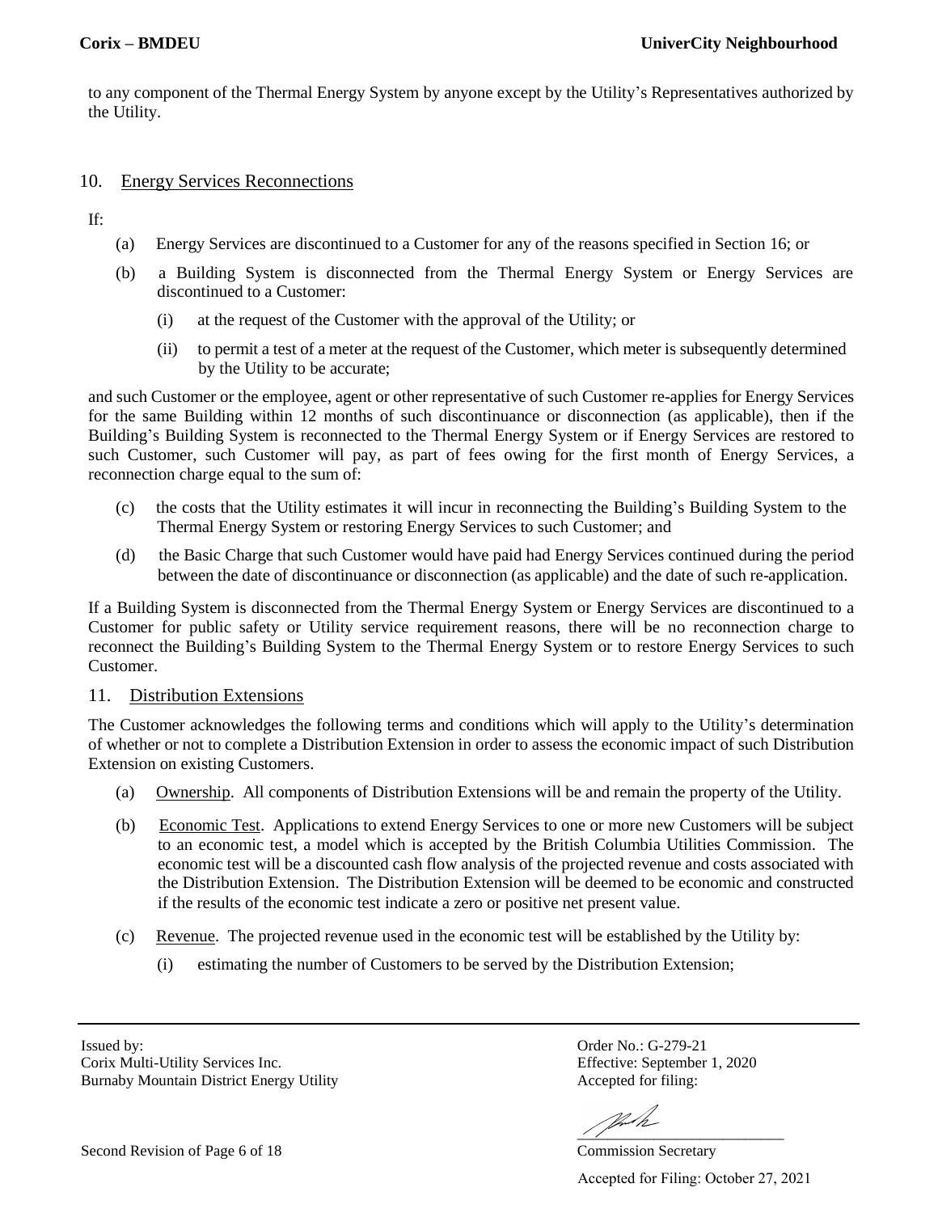to any component of the Thermal Energy System by anyone except by the Utility's Representatives authorized by the Utility.

## 10. Energy Services Reconnections

If:

(a) Energy Services are discontinued to a Customer for any of the reasons specified in Section 16; or

(b) a Building System is disconnected from the Thermal Energy System or Energy Services are discontinued to a Customer:

   (i) at the request of the Customer with the approval of the Utility; or

   (ii) to permit a test of a meter at the request of the Customer, which meter is subsequently determined by the Utility to be accurate;

and such Customer or the employee, agent or other representative of such Customer re-applies for Energy Services for the same Building within 12 months of such discontinuance or disconnection (as applicable), then if the Building's Building System is reconnected to the Thermal Energy System or if Energy Services are restored to such Customer, such Customer will pay, as part of fees owing for the first month of Energy Services, a reconnection charge equal to the sum of:

(c) the costs that the Utility estimates it will incur in reconnecting the Building's Building System to the Thermal Energy System or restoring Energy Services to such Customer; and

(d) the Basic Charge that such Customer would have paid had Energy Services continued during the period between the date of discontinuance or disconnection (as applicable) and the date of such re-application.

If a Building System is disconnected from the Thermal Energy System or Energy Services are discontinued to a Customer for public safety or Utility service requirement reasons, there will be no reconnection charge to reconnect the Building's Building System to the Thermal Energy System or to restore Energy Services to such Customer.

## 11. Distribution Extensions

The Customer acknowledges the following terms and conditions which will apply to the Utility's determination of whether or not to complete a Distribution Extension in order to assess the economic impact of such Distribution Extension on existing Customers.

(a) Ownership. All components of Distribution Extensions will be and remain the property of the Utility.

(b) Economic Test. Applications to extend Energy Services to one or more new Customers will be subject to an economic test, a model which is accepted by the British Columbia Utilities Commission. The economic test will be a discounted cash flow analysis of the projected revenue and costs associated with the Distribution Extension. The Distribution Extension will be deemed to be economic and constructed if the results of the economic test indicate a zero or positive net present value.

(c) Revenue. The projected revenue used in the economic test will be established by the Utility by:

   (i) estimating the number of Customers to be served by the Distribution Extension;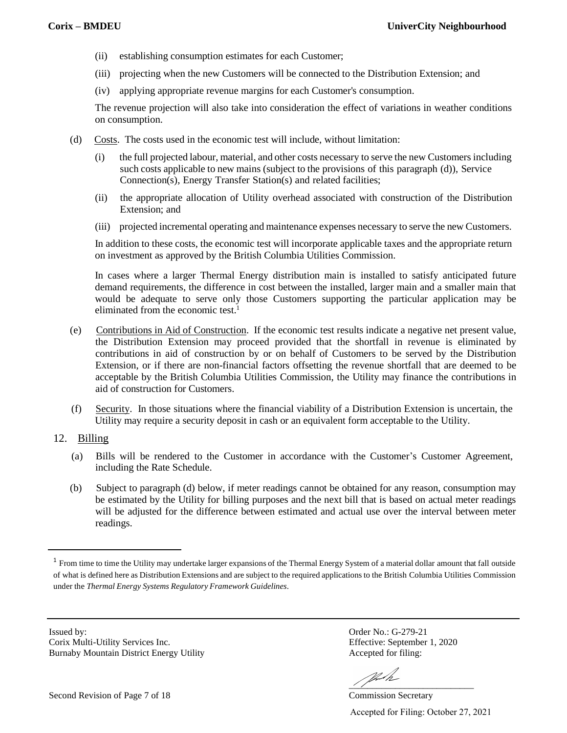(ii) establishing consumption estimates for each Customer;

(iii) projecting when the new Customers will be connected to the Distribution Extension; and

(iv) applying appropriate revenue margins for each Customer's consumption.

The revenue projection will also take into consideration the effect of variations in weather conditions on consumption.

(d) Costs. The costs used in the economic test will include, without limitation:

(i) the full projected labour, material, and other costs necessary to serve the new Customers including such costs applicable to new mains (subject to the provisions of this paragraph (d)), Service Connection(s), Energy Transfer Station(s) and related facilities;

(ii) the appropriate allocation of Utility overhead associated with construction of the Distribution Extension; and

(iii) projected incremental operating and maintenance expenses necessary to serve the new Customers.

In addition to these costs, the economic test will incorporate applicable taxes and the appropriate return on investment as approved by the British Columbia Utilities Commission.

In cases where a larger Thermal Energy distribution main is installed to satisfy anticipated future demand requirements, the difference in cost between the installed, larger main and a smaller main that would be adequate to serve only those Customers supporting the particular application may be eliminated from the economic test.[1]

(e) Contributions in Aid of Construction. If the economic test results indicate a negative net present value, the Distribution Extension may proceed provided that the shortfall in revenue is eliminated by contributions in aid of construction by or on behalf of Customers to be served by the Distribution Extension, or if there are non-financial factors offsetting the revenue shortfall that are deemed to be acceptable by the British Columbia Utilities Commission, the Utility may finance the contributions in aid of construction for Customers.

(f) Security. In those situations where the financial viability of a Distribution Extension is uncertain, the Utility may require a security deposit in cash or an equivalent form acceptable to the Utility.

## 12. Billing

(a) Bills will be rendered to the Customer in accordance with the Customer's Customer Agreement, including the Rate Schedule.

(b) Subject to paragraph (d) below, if meter readings cannot be obtained for any reason, consumption may be estimated by the Utility for billing purposes and the next bill that is based on actual meter readings will be adjusted for the difference between estimated and actual use over the interval between meter readings.

---

[1] From time to time the Utility may undertake larger expansions of the Thermal Energy System of a material dollar amount that fall outside of what is defined here as Distribution Extensions and are subject to the required applications to the British Columbia Utilities Commission under the *Thermal Energy Systems Regulatory Framework Guidelines*.

Issued by:
Corix Multi-Utility Services Inc.
Burnaby Mountain District Energy Utility

Order No.: G-279-21
Effective: September 1, 2020
Accepted for filing:

Commission Secretary

Accepted for Filing: October 27, 2021

Second Revision of Page 7 of 18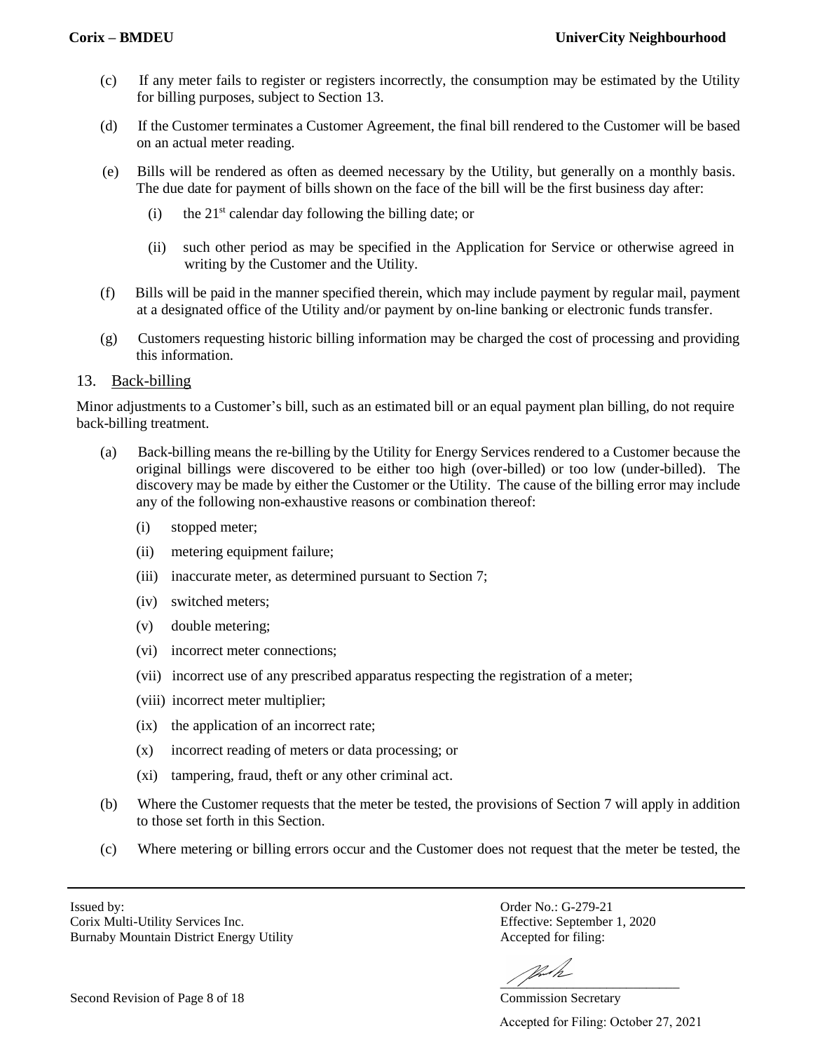(c) If any meter fails to register or registers incorrectly, the consumption may be estimated by the Utility for billing purposes, subject to Section 13.

(d) If the Customer terminates a Customer Agreement, the final bill rendered to the Customer will be based on an actual meter reading.

(e) Bills will be rendered as often as deemed necessary by the Utility, but generally on a monthly basis. The due date for payment of bills shown on the face of the bill will be the first business day after:

(i) the 21st calendar day following the billing date; or

(ii) such other period as may be specified in the Application for Service or otherwise agreed in writing by the Customer and the Utility.

(f) Bills will be paid in the manner specified therein, which may include payment by regular mail, payment at a designated office of the Utility and/or payment by on-line banking or electronic funds transfer.

(g) Customers requesting historic billing information may be charged the cost of processing and providing this information.

## 13. Back-billing

Minor adjustments to a Customer's bill, such as an estimated bill or an equal payment plan billing, do not require back-billing treatment.

(a) Back-billing means the re-billing by the Utility for Energy Services rendered to a Customer because the original billings were discovered to be either too high (over-billed) or too low (under-billed). The discovery may be made by either the Customer or the Utility. The cause of the billing error may include any of the following non-exhaustive reasons or combination thereof:

(i) stopped meter;

(ii) metering equipment failure;

(iii) inaccurate meter, as determined pursuant to Section 7;

(iv) switched meters;

(v) double metering;

(vi) incorrect meter connections;

(vii) incorrect use of any prescribed apparatus respecting the registration of a meter;

(viii) incorrect meter multiplier;

(ix) the application of an incorrect rate;

(x) incorrect reading of meters or data processing; or

(xi) tampering, fraud, theft or any other criminal act.

(b) Where the Customer requests that the meter be tested, the provisions of Section 7 will apply in addition to those set forth in this Section.

(c) Where metering or billing errors occur and the Customer does not request that the meter be tested, the

Issued by:
Corix Multi-Utility Services Inc.
Burnaby Mountain District Energy Utility

Order No.: G-279-21
Effective: September 1, 2020
Accepted for filing:

Commission Secretary

Accepted for Filing: October 27, 2021

Second Revision of Page 8 of 18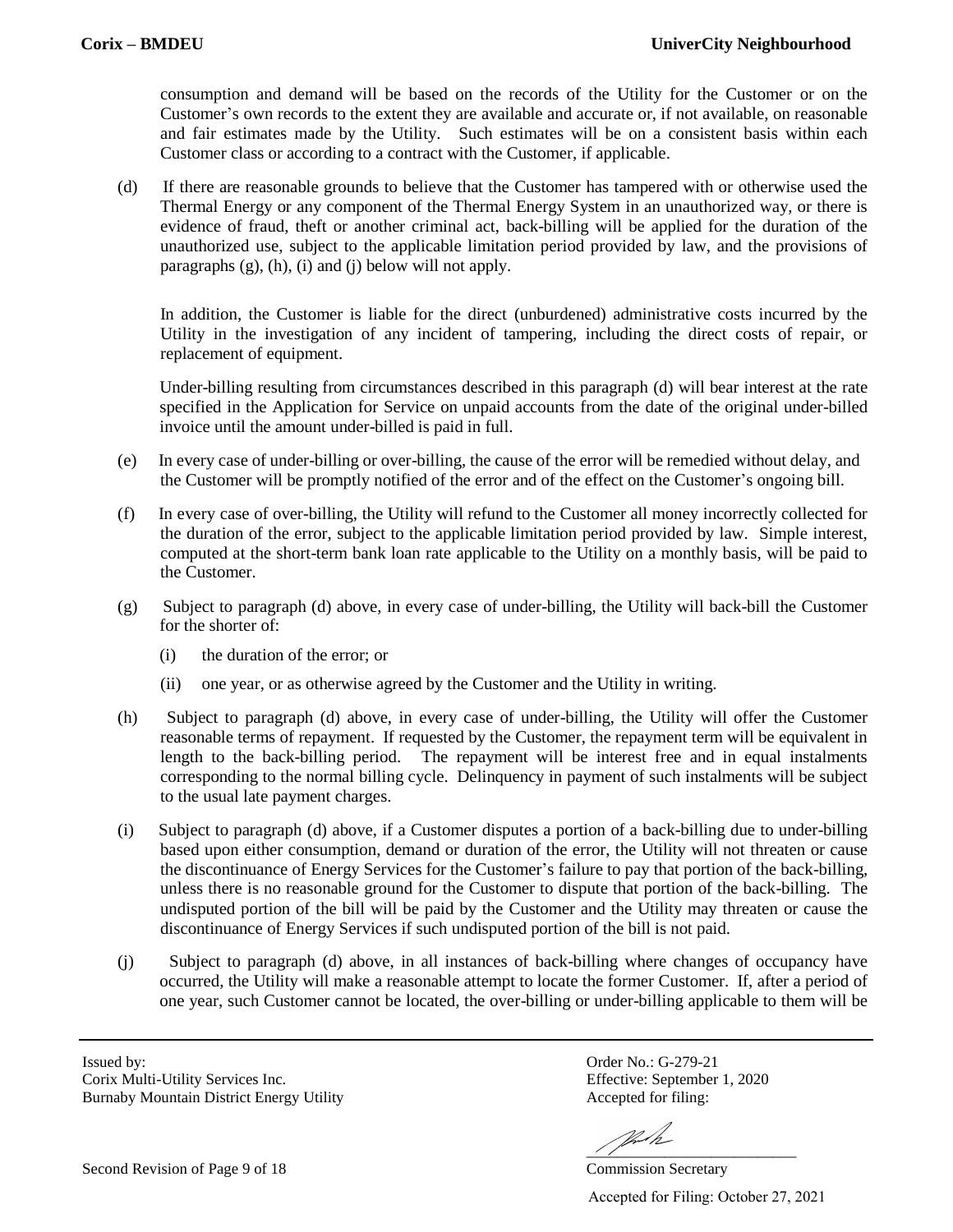consumption and demand will be based on the records of the Utility for the Customer or on the Customer's own records to the extent they are available and accurate or, if not available, on reasonable and fair estimates made by the Utility. Such estimates will be on a consistent basis within each Customer class or according to a contract with the Customer, if applicable.

(d) If there are reasonable grounds to believe that the Customer has tampered with or otherwise used the Thermal Energy or any component of the Thermal Energy System in an unauthorized way, or there is evidence of fraud, theft or another criminal act, back-billing will be applied for the duration of the unauthorized use, subject to the applicable limitation period provided by law, and the provisions of paragraphs (g), (h), (i) and (j) below will not apply.

In addition, the Customer is liable for the direct (unburdened) administrative costs incurred by the Utility in the investigation of any incident of tampering, including the direct costs of repair, or replacement of equipment.

Under-billing resulting from circumstances described in this paragraph (d) will bear interest at the rate specified in the Application for Service on unpaid accounts from the date of the original under-billed invoice until the amount under-billed is paid in full.

(e) In every case of under-billing or over-billing, the cause of the error will be remedied without delay, and the Customer will be promptly notified of the error and of the effect on the Customer's ongoing bill.

(f) In every case of over-billing, the Utility will refund to the Customer all money incorrectly collected for the duration of the error, subject to the applicable limitation period provided by law. Simple interest, computed at the short-term bank loan rate applicable to the Utility on a monthly basis, will be paid to the Customer.

(g) Subject to paragraph (d) above, in every case of under-billing, the Utility will back-bill the Customer for the shorter of:

(i) the duration of the error; or

(ii) one year, or as otherwise agreed by the Customer and the Utility in writing.

(h) Subject to paragraph (d) above, in every case of under-billing, the Utility will offer the Customer reasonable terms of repayment. If requested by the Customer, the repayment term will be equivalent in length to the back-billing period. The repayment will be interest free and in equal instalments corresponding to the normal billing cycle. Delinquency in payment of such instalments will be subject to the usual late payment charges.

(i) Subject to paragraph (d) above, if a Customer disputes a portion of a back-billing due to under-billing based upon either consumption, demand or duration of the error, the Utility will not threaten or cause the discontinuance of Energy Services for the Customer's failure to pay that portion of the back-billing, unless there is no reasonable ground for the Customer to dispute that portion of the back-billing. The undisputed portion of the bill will be paid by the Customer and the Utility may threaten or cause the discontinuance of Energy Services if such undisputed portion of the bill is not paid.

(j) Subject to paragraph (d) above, in all instances of back-billing where changes of occupancy have occurred, the Utility will make a reasonable attempt to locate the former Customer. If, after a period of one year, such Customer cannot be located, the over-billing or under-billing applicable to them will be

Issued by:
Corix Multi-Utility Services Inc.
Burnaby Mountain District Energy Utility

Order No.: G-279-21
Effective: September 1, 2020
Accepted for filing:

Commission Secretary

Accepted for Filing: October 27, 2021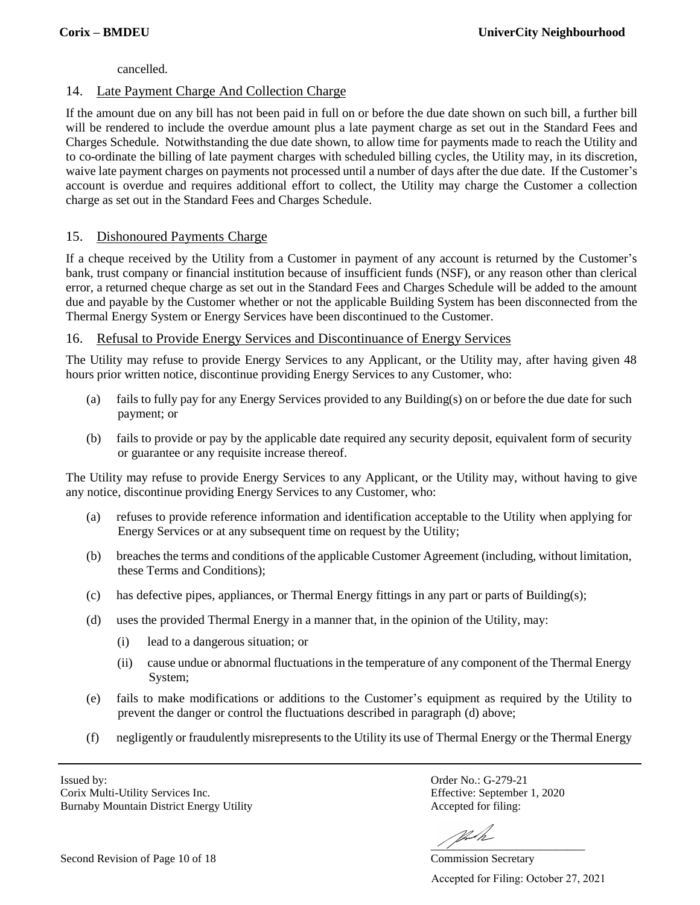cancelled.

## 14. Late Payment Charge And Collection Charge

If the amount due on any bill has not been paid in full on or before the due date shown on such bill, a further bill will be rendered to include the overdue amount plus a late payment charge as set out in the Standard Fees and Charges Schedule. Notwithstanding the due date shown, to allow time for payments made to reach the Utility and to co-ordinate the billing of late payment charges with scheduled billing cycles, the Utility may, in its discretion, waive late payment charges on payments not processed until a number of days after the due date. If the Customer's account is overdue and requires additional effort to collect, the Utility may charge the Customer a collection charge as set out in the Standard Fees and Charges Schedule.

## 15. Dishonoured Payments Charge

If a cheque received by the Utility from a Customer in payment of any account is returned by the Customer's bank, trust company or financial institution because of insufficient funds (NSF), or any reason other than clerical error, a returned cheque charge as set out in the Standard Fees and Charges Schedule will be added to the amount due and payable by the Customer whether or not the applicable Building System has been disconnected from the Thermal Energy System or Energy Services have been discontinued to the Customer.

## 16. Refusal to Provide Energy Services and Discontinuance of Energy Services

The Utility may refuse to provide Energy Services to any Applicant, or the Utility may, after having given 48 hours prior written notice, discontinue providing Energy Services to any Customer, who:

(a) fails to fully pay for any Energy Services provided to any Building(s) on or before the due date for such payment; or

(b) fails to provide or pay by the applicable date required any security deposit, equivalent form of security or guarantee or any requisite increase thereof.

The Utility may refuse to provide Energy Services to any Applicant, or the Utility may, without having to give any notice, discontinue providing Energy Services to any Customer, who:

(a) refuses to provide reference information and identification acceptable to the Utility when applying for Energy Services or at any subsequent time on request by the Utility;

(b) breaches the terms and conditions of the applicable Customer Agreement (including, without limitation, these Terms and Conditions);

(c) has defective pipes, appliances, or Thermal Energy fittings in any part or parts of Building(s);

(d) uses the provided Thermal Energy in a manner that, in the opinion of the Utility, may:

   (i) lead to a dangerous situation; or

   (ii) cause undue or abnormal fluctuations in the temperature of any component of the Thermal Energy System;

(e) fails to make modifications or additions to the Customer's equipment as required by the Utility to prevent the danger or control the fluctuations described in paragraph (d) above;

(f) negligently or fraudulently misrepresents to the Utility its use of Thermal Energy or the Thermal Energy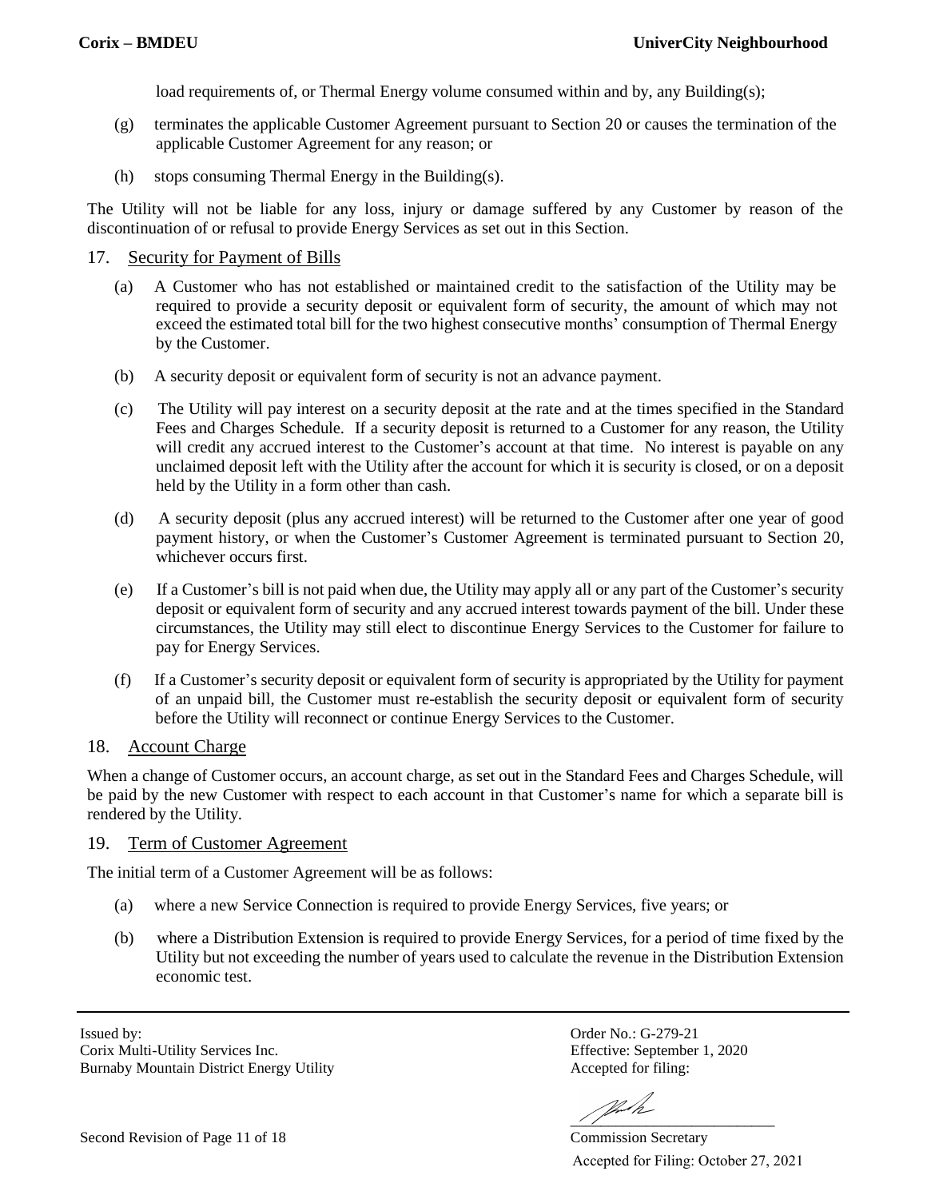load requirements of, or Thermal Energy volume consumed within and by, any Building(s);

(g) terminates the applicable Customer Agreement pursuant to Section 20 or causes the termination of the applicable Customer Agreement for any reason; or

(h) stops consuming Thermal Energy in the Building(s).

The Utility will not be liable for any loss, injury or damage suffered by any Customer by reason of the discontinuation of or refusal to provide Energy Services as set out in this Section.

## 17. Security for Payment of Bills

(a) A Customer who has not established or maintained credit to the satisfaction of the Utility may be required to provide a security deposit or equivalent form of security, the amount of which may not exceed the estimated total bill for the two highest consecutive months' consumption of Thermal Energy by the Customer.

(b) A security deposit or equivalent form of security is not an advance payment.

(c) The Utility will pay interest on a security deposit at the rate and at the times specified in the Standard Fees and Charges Schedule. If a security deposit is returned to a Customer for any reason, the Utility will credit any accrued interest to the Customer's account at that time. No interest is payable on any unclaimed deposit left with the Utility after the account for which it is security is closed, or on a deposit held by the Utility in a form other than cash.

(d) A security deposit (plus any accrued interest) will be returned to the Customer after one year of good payment history, or when the Customer's Customer Agreement is terminated pursuant to Section 20, whichever occurs first.

(e) If a Customer's bill is not paid when due, the Utility may apply all or any part of the Customer's security deposit or equivalent form of security and any accrued interest towards payment of the bill. Under these circumstances, the Utility may still elect to discontinue Energy Services to the Customer for failure to pay for Energy Services.

(f) If a Customer's security deposit or equivalent form of security is appropriated by the Utility for payment of an unpaid bill, the Customer must re-establish the security deposit or equivalent form of security before the Utility will reconnect or continue Energy Services to the Customer.

## 18. Account Charge

When a change of Customer occurs, an account charge, as set out in the Standard Fees and Charges Schedule, will be paid by the new Customer with respect to each account in that Customer's name for which a separate bill is rendered by the Utility.

## 19. Term of Customer Agreement

The initial term of a Customer Agreement will be as follows:

(a) where a new Service Connection is required to provide Energy Services, five years; or

(b) where a Distribution Extension is required to provide Energy Services, for a period of time fixed by the Utility but not exceeding the number of years used to calculate the revenue in the Distribution Extension economic test.

Issued by:
Corix Multi-Utility Services Inc.
Burnaby Mountain District Energy Utility

Order No.: G-279-21
Effective: September 1, 2020
Accepted for filing:

Commission Secretary
Accepted for Filing: October 27, 2021

Second Revision of Page 11 of 18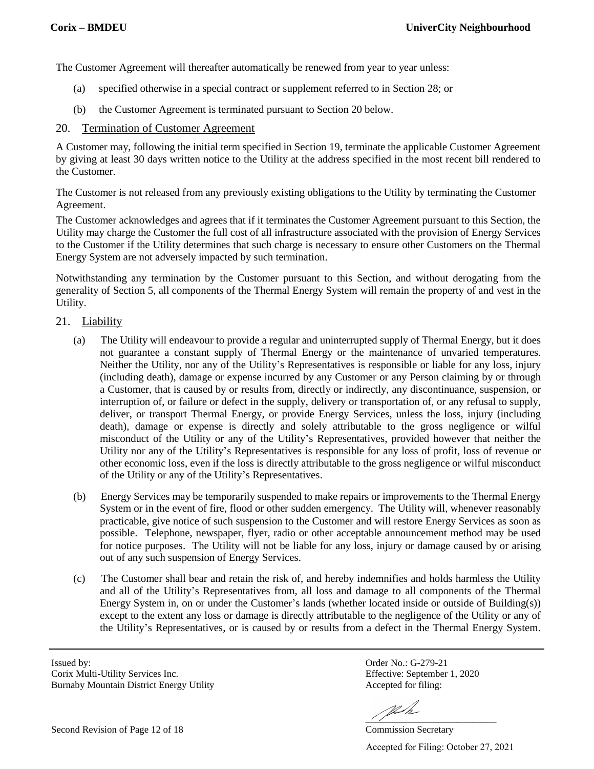The Customer Agreement will thereafter automatically be renewed from year to year unless:

(a) specified otherwise in a special contract or supplement referred to in Section 28; or

(b) the Customer Agreement is terminated pursuant to Section 20 below.

## 20. Termination of Customer Agreement

A Customer may, following the initial term specified in Section 19, terminate the applicable Customer Agreement by giving at least 30 days written notice to the Utility at the address specified in the most recent bill rendered to the Customer.

The Customer is not released from any previously existing obligations to the Utility by terminating the Customer Agreement.

The Customer acknowledges and agrees that if it terminates the Customer Agreement pursuant to this Section, the Utility may charge the Customer the full cost of all infrastructure associated with the provision of Energy Services to the Customer if the Utility determines that such charge is necessary to ensure other Customers on the Thermal Energy System are not adversely impacted by such termination.

Notwithstanding any termination by the Customer pursuant to this Section, and without derogating from the generality of Section 5, all components of the Thermal Energy System will remain the property of and vest in the Utility.

## 21. Liability

(a) The Utility will endeavour to provide a regular and uninterrupted supply of Thermal Energy, but it does not guarantee a constant supply of Thermal Energy or the maintenance of unvaried temperatures. Neither the Utility, nor any of the Utility's Representatives is responsible or liable for any loss, injury (including death), damage or expense incurred by any Customer or any Person claiming by or through a Customer, that is caused by or results from, directly or indirectly, any discontinuance, suspension, or interruption of, or failure or defect in the supply, delivery or transportation of, or any refusal to supply, deliver, or transport Thermal Energy, or provide Energy Services, unless the loss, injury (including death), damage or expense is directly and solely attributable to the gross negligence or wilful misconduct of the Utility or any of the Utility's Representatives, provided however that neither the Utility nor any of the Utility's Representatives is responsible for any loss of profit, loss of revenue or other economic loss, even if the loss is directly attributable to the gross negligence or wilful misconduct of the Utility or any of the Utility's Representatives.

(b) Energy Services may be temporarily suspended to make repairs or improvements to the Thermal Energy System or in the event of fire, flood or other sudden emergency. The Utility will, whenever reasonably practicable, give notice of such suspension to the Customer and will restore Energy Services as soon as possible. Telephone, newspaper, flyer, radio or other acceptable announcement method may be used for notice purposes. The Utility will not be liable for any loss, injury or damage caused by or arising out of any such suspension of Energy Services.

(c) The Customer shall bear and retain the risk of, and hereby indemnifies and holds harmless the Utility and all of the Utility's Representatives from, all loss and damage to all components of the Thermal Energy System in, on or under the Customer's lands (whether located inside or outside of Building(s)) except to the extent any loss or damage is directly attributable to the negligence of the Utility or any of the Utility's Representatives, or is caused by or results from a defect in the Thermal Energy System.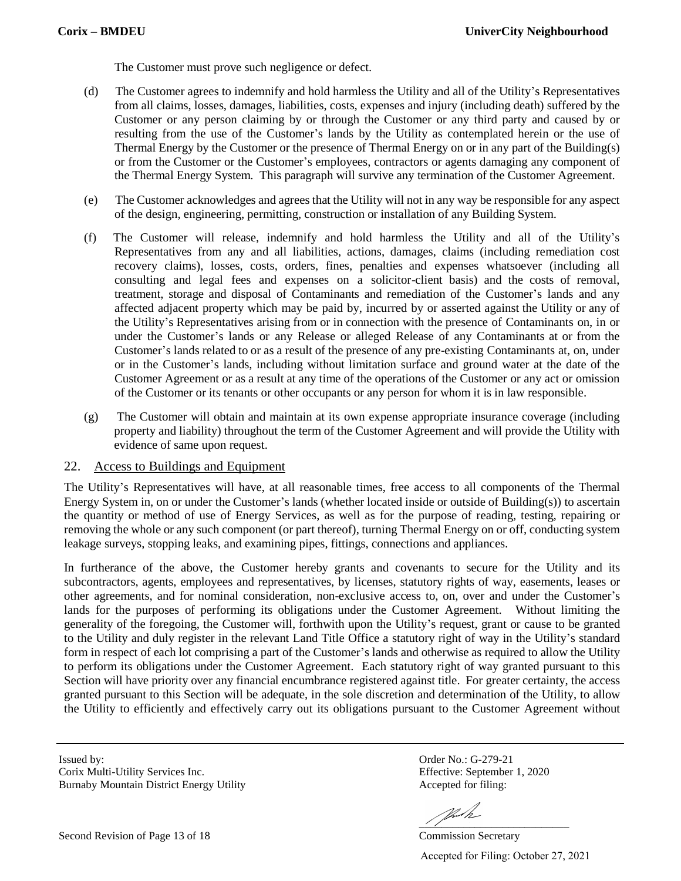The Customer must prove such negligence or defect.

(d) The Customer agrees to indemnify and hold harmless the Utility and all of the Utility's Representatives from all claims, losses, damages, liabilities, costs, expenses and injury (including death) suffered by the Customer or any person claiming by or through the Customer or any third party and caused by or resulting from the use of the Customer's lands by the Utility as contemplated herein or the use of Thermal Energy by the Customer or the presence of Thermal Energy on or in any part of the Building(s) or from the Customer or the Customer's employees, contractors or agents damaging any component of the Thermal Energy System. This paragraph will survive any termination of the Customer Agreement.

(e) The Customer acknowledges and agrees that the Utility will not in any way be responsible for any aspect of the design, engineering, permitting, construction or installation of any Building System.

(f) The Customer will release, indemnify and hold harmless the Utility and all of the Utility's Representatives from any and all liabilities, actions, damages, claims (including remediation cost recovery claims), losses, costs, orders, fines, penalties and expenses whatsoever (including all consulting and legal fees and expenses on a solicitor-client basis) and the costs of removal, treatment, storage and disposal of Contaminants and remediation of the Customer's lands and any affected adjacent property which may be paid by, incurred by or asserted against the Utility or any of the Utility's Representatives arising from or in connection with the presence of Contaminants on, in or under the Customer's lands or any Release or alleged Release of any Contaminants at or from the Customer's lands related to or as a result of the presence of any pre-existing Contaminants at, on, under or in the Customer's lands, including without limitation surface and ground water at the date of the Customer Agreement or as a result at any time of the operations of the Customer or any act or omission of the Customer or its tenants or other occupants or any person for whom it is in law responsible.

(g) The Customer will obtain and maintain at its own expense appropriate insurance coverage (including property and liability) throughout the term of the Customer Agreement and will provide the Utility with evidence of same upon request.

## 22. Access to Buildings and Equipment

The Utility's Representatives will have, at all reasonable times, free access to all components of the Thermal Energy System in, on or under the Customer's lands (whether located inside or outside of Building(s)) to ascertain the quantity or method of use of Energy Services, as well as for the purpose of reading, testing, repairing or removing the whole or any such component (or part thereof), turning Thermal Energy on or off, conducting system leakage surveys, stopping leaks, and examining pipes, fittings, connections and appliances.

In furtherance of the above, the Customer hereby grants and covenants to secure for the Utility and its subcontractors, agents, employees and representatives, by licenses, statutory rights of way, easements, leases or other agreements, and for nominal consideration, non-exclusive access to, on, over and under the Customer's lands for the purposes of performing its obligations under the Customer Agreement. Without limiting the generality of the foregoing, the Customer will, forthwith upon the Utility's request, grant or cause to be granted to the Utility and duly register in the relevant Land Title Office a statutory right of way in the Utility's standard form in respect of each lot comprising a part of the Customer's lands and otherwise as required to allow the Utility to perform its obligations under the Customer Agreement. Each statutory right of way granted pursuant to this Section will have priority over any financial encumbrance registered against title. For greater certainty, the access granted pursuant to this Section will be adequate, in the sole discretion and determination of the Utility, to allow the Utility to efficiently and effectively carry out its obligations pursuant to the Customer Agreement without

Issued by:
Corix Multi-Utility Services Inc.
Burnaby Mountain District Energy Utility

Order No.: G-279-21
Effective: September 1, 2020
Accepted for filing:

Commission Secretary

Accepted for Filing: October 27, 2021

Second Revision of Page 13 of 18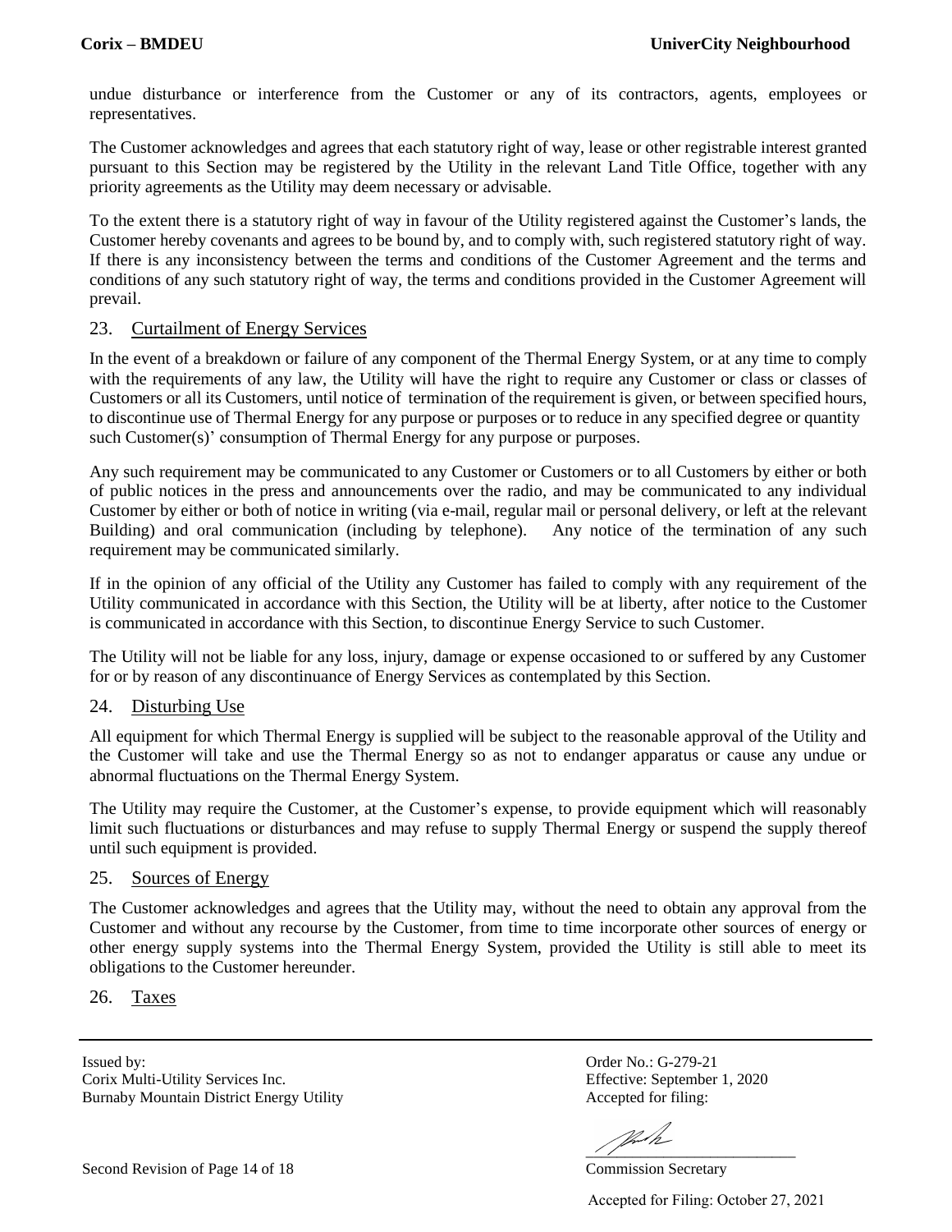undue disturbance or interference from the Customer or any of its contractors, agents, employees or representatives.

The Customer acknowledges and agrees that each statutory right of way, lease or other registrable interest granted pursuant to this Section may be registered by the Utility in the relevant Land Title Office, together with any priority agreements as the Utility may deem necessary or advisable.

To the extent there is a statutory right of way in favour of the Utility registered against the Customer's lands, the Customer hereby covenants and agrees to be bound by, and to comply with, such registered statutory right of way. If there is any inconsistency between the terms and conditions of the Customer Agreement and the terms and conditions of any such statutory right of way, the terms and conditions provided in the Customer Agreement will prevail.

## 23. Curtailment of Energy Services

In the event of a breakdown or failure of any component of the Thermal Energy System, or at any time to comply with the requirements of any law, the Utility will have the right to require any Customer or class or classes of Customers or all its Customers, until notice of termination of the requirement is given, or between specified hours, to discontinue use of Thermal Energy for any purpose or purposes or to reduce in any specified degree or quantity such Customer(s)' consumption of Thermal Energy for any purpose or purposes.

Any such requirement may be communicated to any Customer or Customers or to all Customers by either or both of public notices in the press and announcements over the radio, and may be communicated to any individual Customer by either or both of notice in writing (via e-mail, regular mail or personal delivery, or left at the relevant Building) and oral communication (including by telephone). Any notice of the termination of any such requirement may be communicated similarly.

If in the opinion of any official of the Utility any Customer has failed to comply with any requirement of the Utility communicated in accordance with this Section, the Utility will be at liberty, after notice to the Customer is communicated in accordance with this Section, to discontinue Energy Service to such Customer.

The Utility will not be liable for any loss, injury, damage or expense occasioned to or suffered by any Customer for or by reason of any discontinuance of Energy Services as contemplated by this Section.

## 24. Disturbing Use

All equipment for which Thermal Energy is supplied will be subject to the reasonable approval of the Utility and the Customer will take and use the Thermal Energy so as not to endanger apparatus or cause any undue or abnormal fluctuations on the Thermal Energy System.

The Utility may require the Customer, at the Customer's expense, to provide equipment which will reasonably limit such fluctuations or disturbances and may refuse to supply Thermal Energy or suspend the supply thereof until such equipment is provided.

## 25. Sources of Energy

The Customer acknowledges and agrees that the Utility may, without the need to obtain any approval from the Customer and without any recourse by the Customer, from time to time incorporate other sources of energy or other energy supply systems into the Thermal Energy System, provided the Utility is still able to meet its obligations to the Customer hereunder.

## 26. Taxes

Issued by:
Corix Multi-Utility Services Inc.
Burnaby Mountain District Energy Utility

Order No.: G-279-21
Effective: September 1, 2020
Accepted for filing:

Commission Secretary

Accepted for Filing: October 27, 2021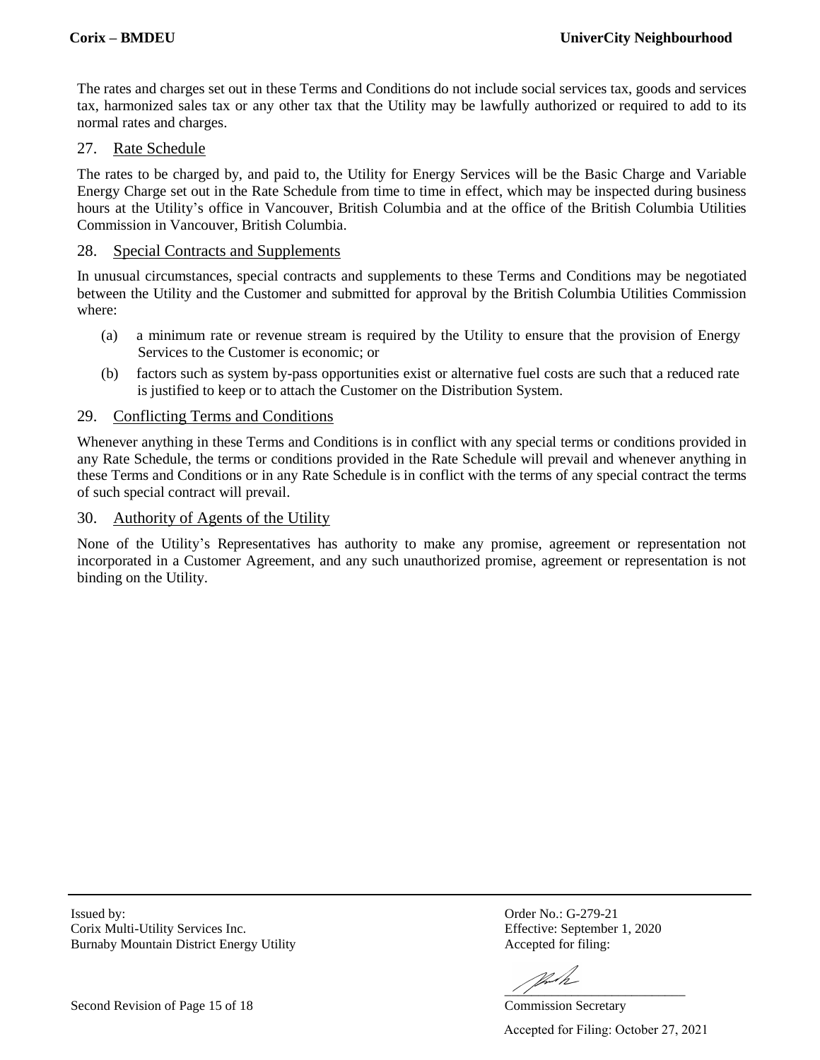The rates and charges set out in these Terms and Conditions do not include social services tax, goods and services tax, harmonized sales tax or any other tax that the Utility may be lawfully authorized or required to add to its normal rates and charges.

## 27. Rate Schedule

The rates to be charged by, and paid to, the Utility for Energy Services will be the Basic Charge and Variable Energy Charge set out in the Rate Schedule from time to time in effect, which may be inspected during business hours at the Utility's office in Vancouver, British Columbia and at the office of the British Columbia Utilities Commission in Vancouver, British Columbia.

## 28. Special Contracts and Supplements

In unusual circumstances, special contracts and supplements to these Terms and Conditions may be negotiated between the Utility and the Customer and submitted for approval by the British Columbia Utilities Commission where:

(a) a minimum rate or revenue stream is required by the Utility to ensure that the provision of Energy Services to the Customer is economic; or

(b) factors such as system by-pass opportunities exist or alternative fuel costs are such that a reduced rate is justified to keep or to attach the Customer on the Distribution System.

## 29. Conflicting Terms and Conditions

Whenever anything in these Terms and Conditions is in conflict with any special terms or conditions provided in any Rate Schedule, the terms or conditions provided in the Rate Schedule will prevail and whenever anything in these Terms and Conditions or in any Rate Schedule is in conflict with the terms of any special contract the terms of such special contract will prevail.

## 30. Authority of Agents of the Utility

None of the Utility's Representatives has authority to make any promise, agreement or representation not incorporated in a Customer Agreement, and any such unauthorized promise, agreement or representation is not binding on the Utility.

Issued by:
Corix Multi-Utility Services Inc.
Burnaby Mountain District Energy Utility

Order No.: G-279-21
Effective: September 1, 2020
Accepted for filing:

Commission Secretary

Accepted for Filing: October 27, 2021

Second Revision of Page 15 of 18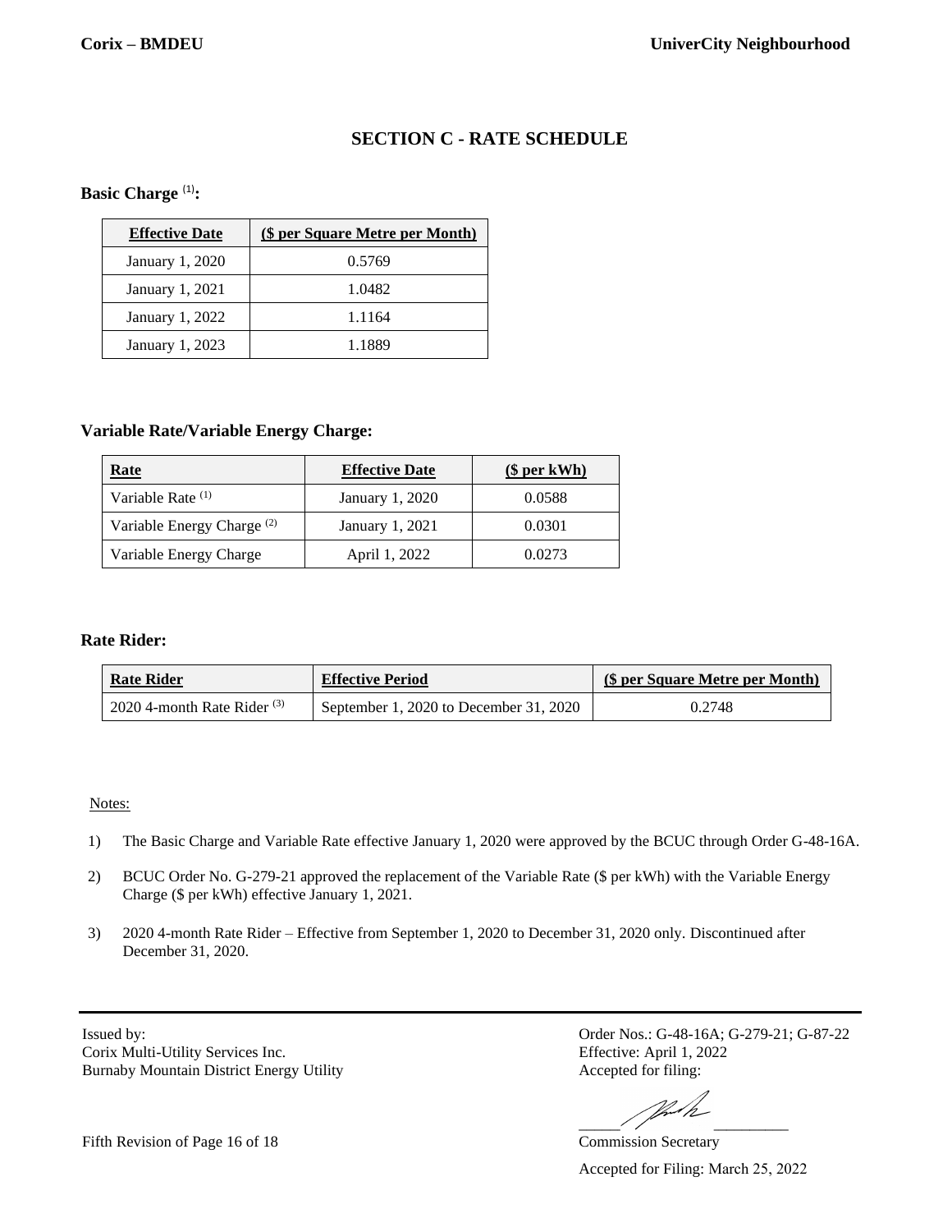## SECTION C - RATE SCHEDULE

**Basic Charge [(1)]:**

| Effective Date | ($ per Square Metre per Month) |
|---|---|
| January 1, 2020 | 0.5769 |
| January 1, 2021 | 1.0482 |
| January 1, 2022 | 1.1164 |
| January 1, 2023 | 1.1889 |

**Variable Rate/Variable Energy Charge:**

| Rate | Effective Date | ($ per kWh) |
|---|---|---|
| Variable Rate [(1)] | January 1, 2020 | 0.0588 |
| Variable Energy Charge [(2)] | January 1, 2021 | 0.0301 |
| Variable Energy Charge | April 1, 2022 | 0.0273 |

**Rate Rider:**

| Rate Rider | Effective Period | ($ per Square Metre per Month) |
|---|---|---|
| 2020 4-month Rate Rider [(3)] | September 1, 2020 to December 31, 2020 | 0.2748 |

Notes:

1) The Basic Charge and Variable Rate effective January 1, 2020 were approved by the BCUC through Order G-48-16A.
2) BCUC Order No. G-279-21 approved the replacement of the Variable Rate ($ per kWh) with the Variable Energy Charge ($ per kWh) effective January 1, 2021.
3) 2020 4-month Rate Rider – Effective from September 1, 2020 to December 31, 2020 only. Discontinued after December 31, 2020.

Issued by:
Corix Multi-Utility Services Inc.
Burnaby Mountain District Energy Utility

Order Nos.: G-48-16A; G-279-21; G-87-22
Effective: April 1, 2022
Accepted for filing:

Commission Secretary

Accepted for Filing: March 25, 2022

Fifth Revision of Page 16 of 18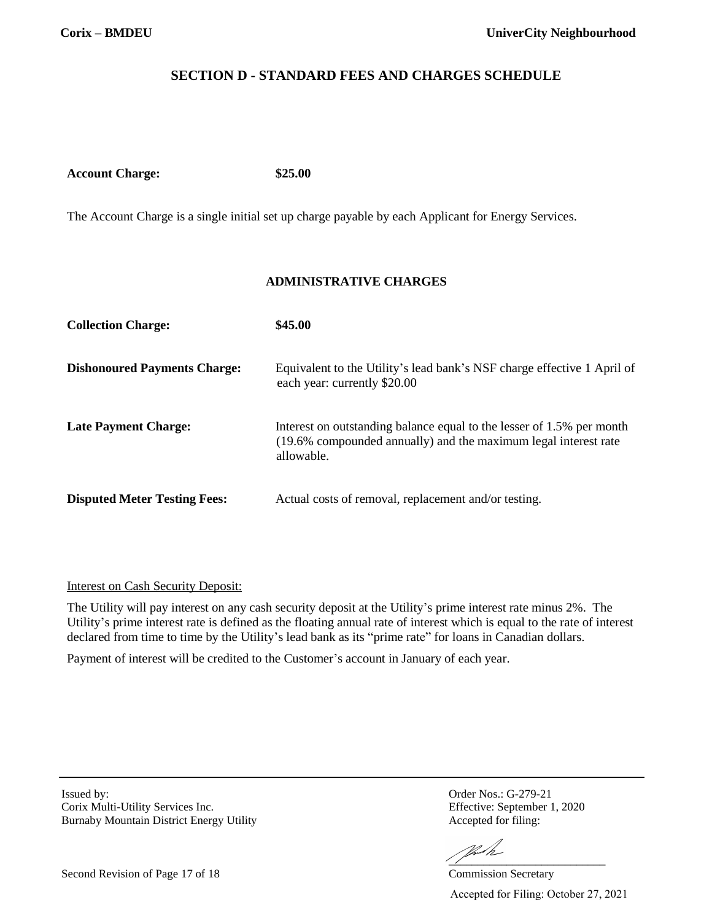## SECTION D - STANDARD FEES AND CHARGES SCHEDULE

**Account Charge:** **$25.00**

The Account Charge is a single initial set up charge payable by each Applicant for Energy Services.

### ADMINISTRATIVE CHARGES

| | |
|---|---|
| **Collection Charge:** | **$45.00** |
| **Dishonoured Payments Charge:** | Equivalent to the Utility's lead bank's NSF charge effective 1 April of each year: currently $20.00 |
| **Late Payment Charge:** | Interest on outstanding balance equal to the lesser of 1.5% per month (19.6% compounded annually) and the maximum legal interest rate allowable. |
| **Disputed Meter Testing Fees:** | Actual costs of removal, replacement and/or testing. |

Interest on Cash Security Deposit:

The Utility will pay interest on any cash security deposit at the Utility's prime interest rate minus 2%. The Utility's prime interest rate is defined as the floating annual rate of interest which is equal to the rate of interest declared from time to time by the Utility's lead bank as its "prime rate" for loans in Canadian dollars.

Payment of interest will be credited to the Customer's account in January of each year.

Issued by:
Corix Multi-Utility Services Inc.
Burnaby Mountain District Energy Utility

Order Nos.: G-279-21
Effective: September 1, 2020
Accepted for filing:

Commission Secretary

Second Revision of Page 17 of 18

Accepted for Filing: October 27, 2021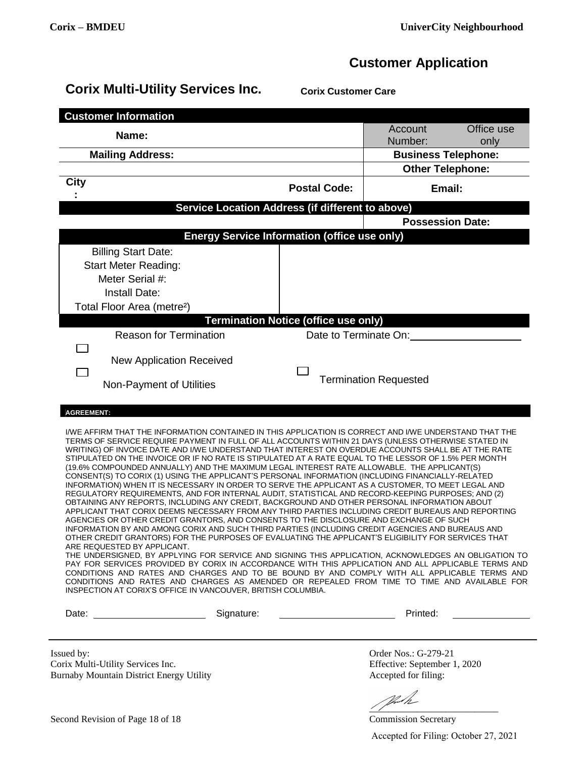# Customer Application

## Corix Multi-Utility Services Inc.

**Corix Customer Care**

| **Customer Information** | | |
|---|---|---|
| **Name:** | | Account Number: Office use only |
| **Mailing Address:** | | **Business Telephone:** |
| | | **Other Telephone:** |
| **City:** | **Postal Code:** | **Email:** |
| **Service Location Address (if different to above)** | | |
| | | **Possession Date:** |

| **Energy Service Information (office use only)** | |
|---|---|
| Billing Start Date: | |
| Start Meter Reading: | |
| Meter Serial #: | |
| Install Date: | |
| Total Floor Area (metre²) | |

**Termination Notice (office use only)**

Reason for Termination — Date to Terminate On: ____________________

☐ New Application Received

☐ Non-Payment of Utilities

☐ Termination Requested

**AGREEMENT:**

I/WE AFFIRM THAT THE INFORMATION CONTAINED IN THIS APPLICATION IS CORRECT AND I/WE UNDERSTAND THAT THE TERMS OF SERVICE REQUIRE PAYMENT IN FULL OF ALL ACCOUNTS WITHIN 21 DAYS (UNLESS OTHERWISE STATED IN WRITING) OF INVOICE DATE AND I/WE UNDERSTAND THAT INTEREST ON OVERDUE ACCOUNTS SHALL BE AT THE RATE STIPULATED ON THE INVOICE OR IF NO RATE IS STIPULATED AT A RATE EQUAL TO THE LESSOR OF 1.5% PER MONTH (19.6% COMPOUNDED ANNUALLY) AND THE MAXIMUM LEGAL INTEREST RATE ALLOWABLE. THE APPLICANT(S) CONSENT(S) TO CORIX (1) USING THE APPLICANT'S PERSONAL INFORMATION (INCLUDING FINANCIALLY-RELATED INFORMATION) WHEN IT IS NECESSARY IN ORDER TO SERVE THE APPLICANT AS A CUSTOMER, TO MEET LEGAL AND REGULATORY REQUIREMENTS, AND FOR INTERNAL AUDIT, STATISTICAL AND RECORD-KEEPING PURPOSES; AND (2) OBTAINING ANY REPORTS, INCLUDING ANY CREDIT, BACKGROUND AND OTHER PERSONAL INFORMATION ABOUT APPLICANT THAT CORIX DEEMS NECESSARY FROM ANY THIRD PARTIES INCLUDING CREDIT BUREAUS AND REPORTING AGENCIES OR OTHER CREDIT GRANTORS, AND CONSENTS TO THE DISCLOSURE AND EXCHANGE OF SUCH INFORMATION BY AND AMONG CORIX AND SUCH THIRD PARTIES (INCLUDING CREDIT AGENCIES AND BUREAUS AND OTHER CREDIT GRANTORS) FOR THE PURPOSES OF EVALUATING THE APPLICANT'S ELIGIBILITY FOR SERVICES THAT ARE REQUESTED BY APPLICANT.

THE UNDERSIGNED, BY APPLYING FOR SERVICE AND SIGNING THIS APPLICATION, ACKNOWLEDGES AN OBLIGATION TO PAY FOR SERVICES PROVIDED BY CORIX IN ACCORDANCE WITH THIS APPLICATION AND ALL APPLICABLE TERMS AND CONDITIONS AND RATES AND CHARGES AND TO BE BOUND BY AND COMPLY WITH ALL APPLICABLE TERMS AND CONDITIONS AND RATES AND CHARGES AS AMENDED OR REPEALED FROM TIME TO TIME AND AVAILABLE FOR INSPECTION AT CORIX'S OFFICE IN VANCOUVER, BRITISH COLUMBIA.

Date: ____________________ Signature: ____________________ Printed: ____________________

Issued by:
Corix Multi-Utility Services Inc.
Burnaby Mountain District Energy Utility

Order Nos.: G-279-21
Effective: September 1, 2020
Accepted for filing:

Commission Secretary

Accepted for Filing: October 27, 2021

Second Revision of Page 18 of 18